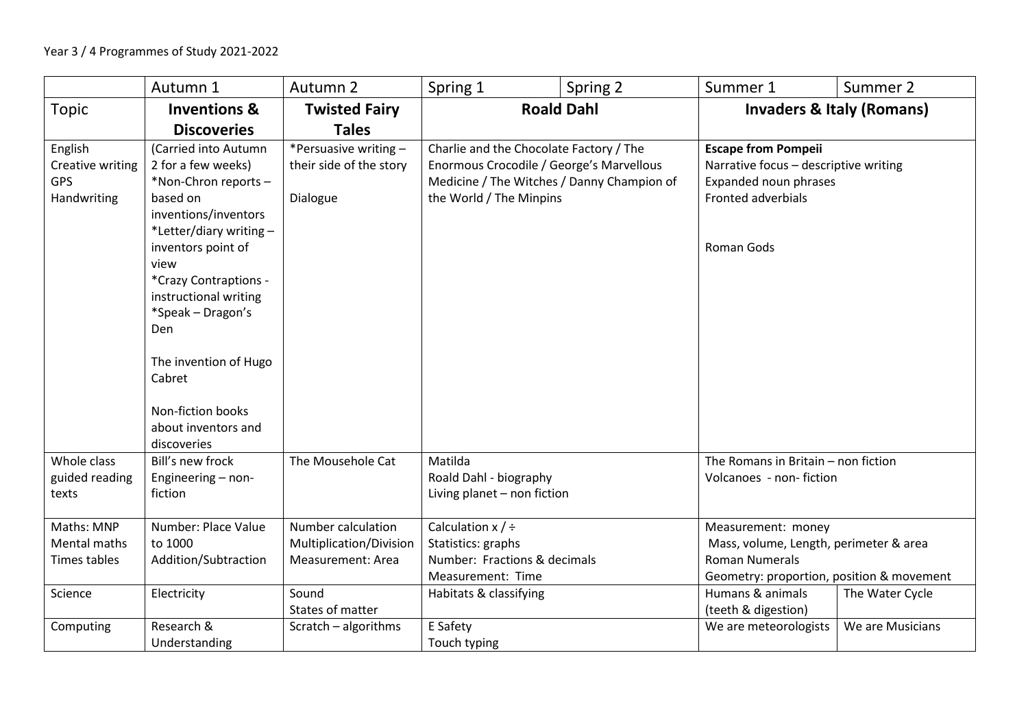Year 3 / 4 Programmes of Study 2021-2022

| | Autumn 1 | Autumn 2 | Spring 1 | Spring 2 | Summer 1 | Summer 2 |
|---|---|---|---|---|---|---|
| Topic | **Inventions & Discoveries** | **Twisted Fairy Tales** | **Roald Dahl** | | **Invaders & Italy (Romans)** | |
| English<br>Creative writing<br>GPS<br>Handwriting | (Carried into Autumn 2 for a few weeks)<br>*Non-Chron reports – based on inventions/inventors<br>*Letter/diary writing – inventors point of view<br>*Crazy Contraptions - instructional writing<br>*Speak – Dragon's Den<br><br>The invention of Hugo Cabret<br><br>Non-fiction books about inventors and discoveries | *Persuasive writing – their side of the story<br><br>Dialogue | Charlie and the Chocolate Factory / The Enormous Crocodile / George's Marvellous Medicine / The Witches / Danny Champion of the World / The Minpins | | **Escape from Pompeii**<br>Narrative focus – descriptive writing<br>Expanded noun phrases<br>Fronted adverbials<br><br>Roman Gods | |
| Whole class guided reading texts | Bill's new frock<br>Engineering – non-fiction | The Mousehole Cat | Matilda<br>Roald Dahl - biography<br>Living planet – non fiction | | The Romans in Britain – non fiction<br>Volcanoes - non- fiction | |
| Maths: MNP<br>Mental maths<br>Times tables | Number: Place Value to 1000<br>Addition/Subtraction | Number calculation<br>Multiplication/Division<br>Measurement: Area | Calculation x / ÷<br>Statistics: graphs<br>Number: Fractions & decimals<br>Measurement: Time | | Measurement: money<br>Mass, volume, Length, perimeter & area<br>Roman Numerals<br>Geometry: proportion, position & movement | |
| Science | Electricity | Sound<br>States of matter | Habitats & classifying | | Humans & animals (teeth & digestion) | The Water Cycle |
| Computing | Research & Understanding | Scratch – algorithms | E Safety<br>Touch typing | | We are meteorologists | We are Musicians |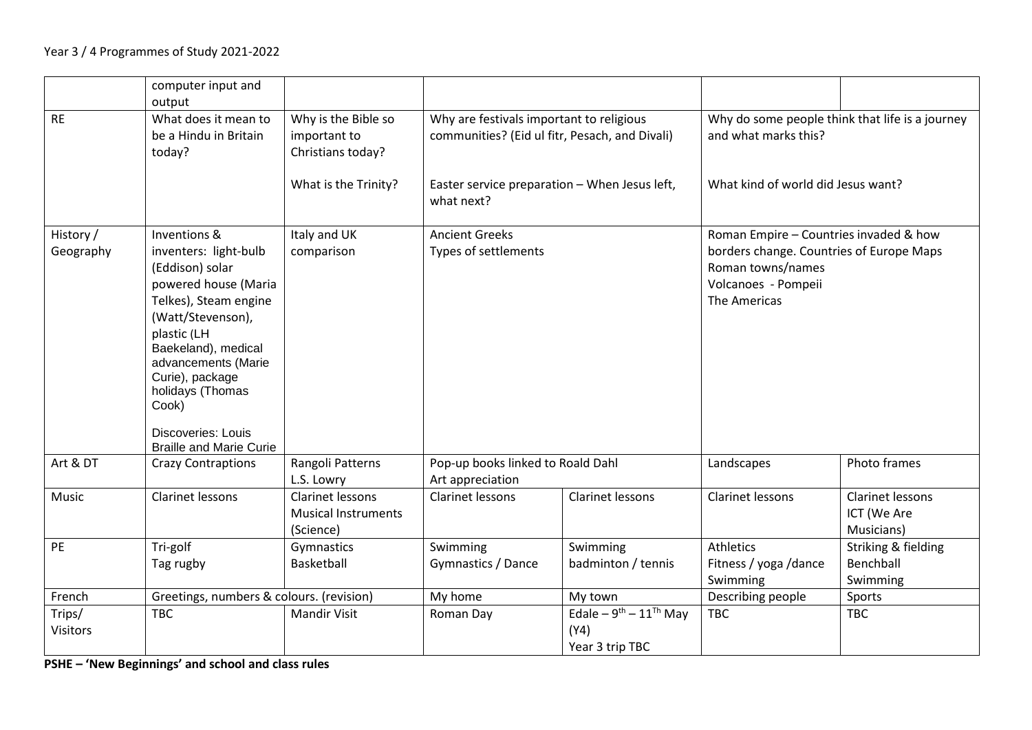Year 3 / 4 Programmes of Study 2021-2022

| | | | | | | |
|---|---|---|---|---|---|---|
| | computer input and output | | | | | |
| RE | What does it mean to be a Hindu in Britain today? | Why is the Bible so important to Christians today?<br><br>What is the Trinity? | Why are festivals important to religious communities? (Eid ul fitr, Pesach, and Divali)<br><br>Easter service preparation – When Jesus left, what next? | | Why do some people think that life is a journey and what marks this?<br><br>What kind of world did Jesus want? | |
| History / Geography | Inventions & inventers: light-bulb (Eddison) solar powered house (Maria Telkes), Steam engine (Watt/Stevenson), plastic (LH Baekeland), medical advancements (Marie Curie), package holidays (Thomas Cook)<br><br>Discoveries: Louis Braille and Marie Curie | Italy and UK comparison | Ancient Greeks<br>Types of settlements | | Roman Empire – Countries invaded & how borders change. Countries of Europe Maps<br>Roman towns/names<br>Volcanoes - Pompeii<br>The Americas | |
| Art & DT | Crazy Contraptions | Rangoli Patterns<br>L.S. Lowry | Pop-up books linked to Roald Dahl<br>Art appreciation | | Landscapes | Photo frames |
| Music | Clarinet lessons | Clarinet lessons<br>Musical Instruments (Science) | Clarinet lessons | Clarinet lessons | Clarinet lessons | Clarinet lessons<br>ICT (We Are Musicians) |
| PE | Tri-golf<br>Tag rugby | Gymnastics<br>Basketball | Swimming<br>Gymnastics / Dance | Swimming<br>badminton / tennis | Athletics<br>Fitness / yoga /dance<br>Swimming | Striking & fielding<br>Benchball<br>Swimming |
| French | Greetings, numbers & colours. (revision) | | My home | My town | Describing people | Sports |
| Trips/ Visitors | TBC | Mandir Visit | Roman Day | Edale – 9th – 11Th May (Y4)<br>Year 3 trip TBC | TBC | TBC |

**PSHE – 'New Beginnings' and school and class rules**